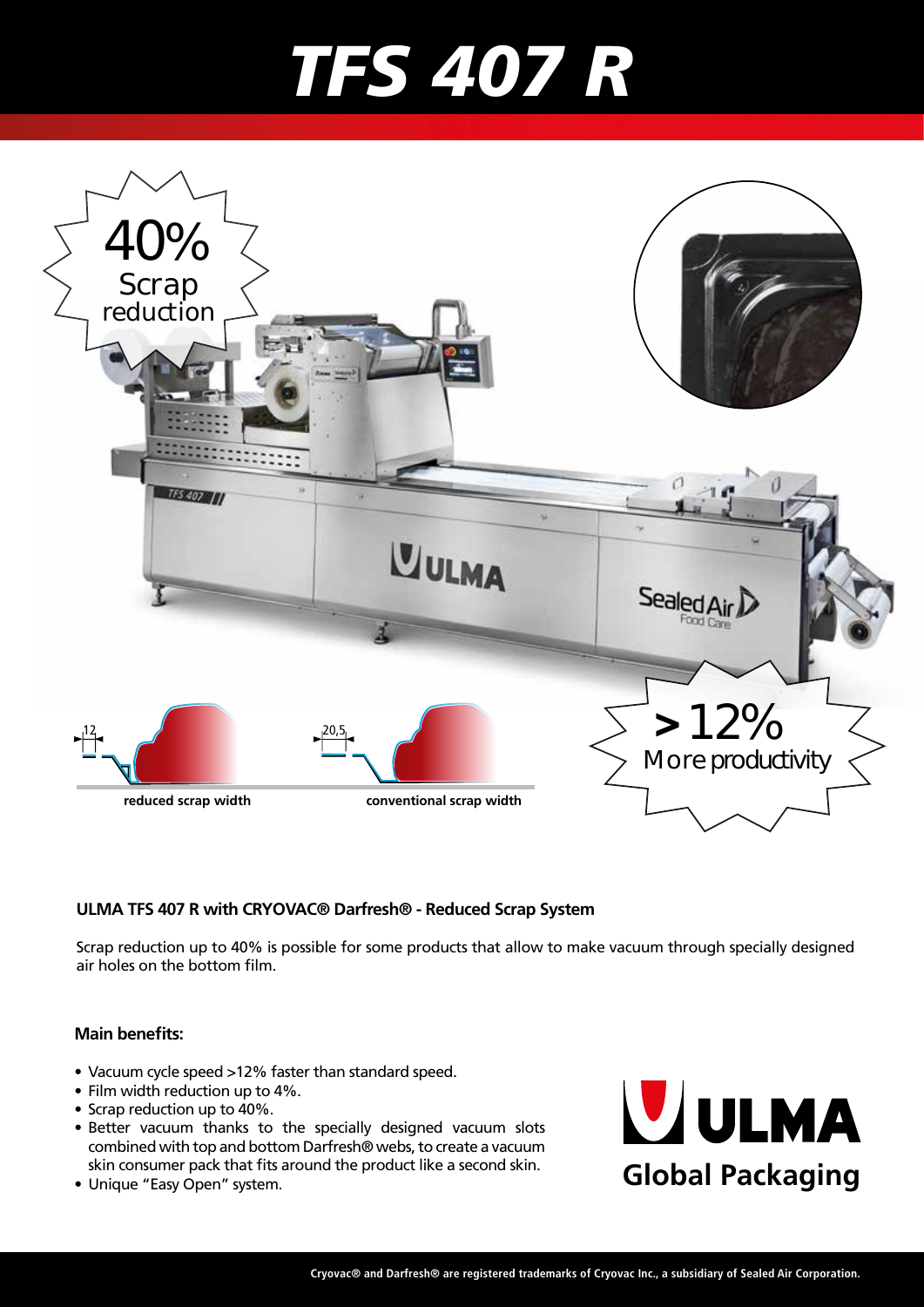# TFS 407 R

40% Scrap reduction

>12% More productivity

12 — reduced scrap width

20,5 — conventional scrap width

**ULMA TFS 407 R with CRYOVAC® Darfresh® - Reduced Scrap System**

Scrap reduction up to 40% is possible for some products that allow to make vacuum through specially designed air holes on the bottom film.

**Main benefits:**

- Vacuum cycle speed >12% faster than standard speed.
- Film width reduction up to 4%.
- Scrap reduction up to 40%.
- Better vacuum thanks to the specially designed vacuum slots combined with top and bottom Darfresh® webs, to create a vacuum skin consumer pack that fits around the product like a second skin.
- Unique "Easy Open" system.

ULMA Global Packaging

Cryovac® and Darfresh® are registered trademarks of Cryovac Inc., a subsidiary of Sealed Air Corporation.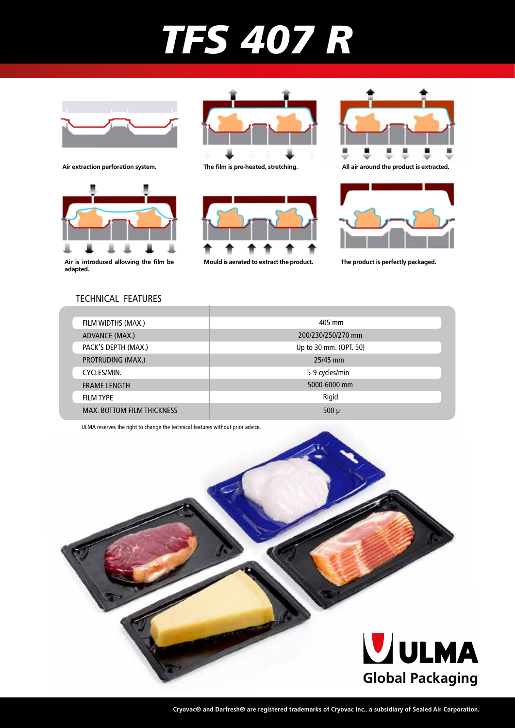# TFS 407 R

Air extraction perforation system.

The film is pre-heated, stretching.

All air around the product is extracted.

Air is introduced allowing the film be adapted.

Mould is aerated to extract the product.

The product is perfectly packaged.

## TECHNICAL FEATURES

| | |
|---|---|
| FILM WIDTHS (MAX.) | 405 mm |
| ADVANCE (MAX.) | 200/230/250/270 mm |
| PACK'S DEPTH (MAX.) | Up to 30 mm. (OPT. 50) |
| PROTRUDING (MAX.) | 25/45 mm |
| CYCLES/MIN. | 5-9 cycles/min |
| FRAME LENGTH | 5000-6000 mm |
| FILM TYPE | Rigid |
| MAX. BOTTOM FILM THICKNESS | 500 µ |

ULMA reserves the right to change the technical features without prior advice.

ULMA Global Packaging

Cryovac® and Darfresh® are registered trademarks of Cryovac Inc., a subsidiary of Sealed Air Corporation.